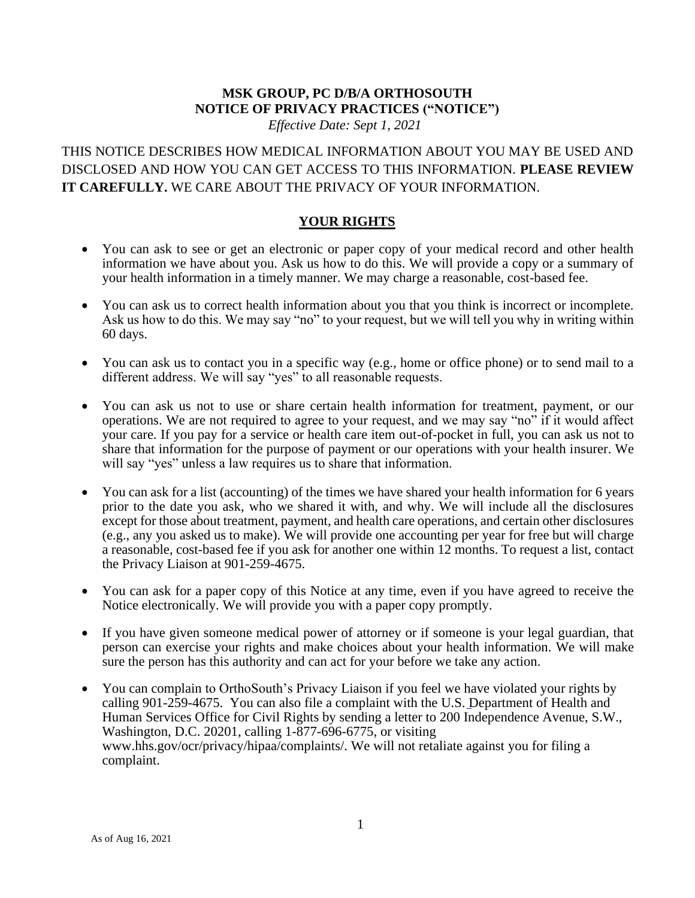# MSK GROUP, PC D/B/A ORTHOSOUTH
# NOTICE OF PRIVACY PRACTICES ("NOTICE")

*Effective Date: Sept 1, 2021*

THIS NOTICE DESCRIBES HOW MEDICAL INFORMATION ABOUT YOU MAY BE USED AND DISCLOSED AND HOW YOU CAN GET ACCESS TO THIS INFORMATION. **PLEASE REVIEW IT CAREFULLY.** WE CARE ABOUT THE PRIVACY OF YOUR INFORMATION.

## YOUR RIGHTS

- You can ask to see or get an electronic or paper copy of your medical record and other health information we have about you. Ask us how to do this. We will provide a copy or a summary of your health information in a timely manner. We may charge a reasonable, cost-based fee.
- You can ask us to correct health information about you that you think is incorrect or incomplete. Ask us how to do this. We may say "no" to your request, but we will tell you why in writing within 60 days.
- You can ask us to contact you in a specific way (e.g., home or office phone) or to send mail to a different address. We will say "yes" to all reasonable requests.
- You can ask us not to use or share certain health information for treatment, payment, or our operations. We are not required to agree to your request, and we may say "no" if it would affect your care. If you pay for a service or health care item out-of-pocket in full, you can ask us not to share that information for the purpose of payment or our operations with your health insurer. We will say "yes" unless a law requires us to share that information.
- You can ask for a list (accounting) of the times we have shared your health information for 6 years prior to the date you ask, who we shared it with, and why. We will include all the disclosures except for those about treatment, payment, and health care operations, and certain other disclosures (e.g., any you asked us to make). We will provide one accounting per year for free but will charge a reasonable, cost-based fee if you ask for another one within 12 months. To request a list, contact the Privacy Liaison at 901-259-4675.
- You can ask for a paper copy of this Notice at any time, even if you have agreed to receive the Notice electronically. We will provide you with a paper copy promptly.
- If you have given someone medical power of attorney or if someone is your legal guardian, that person can exercise your rights and make choices about your health information. We will make sure the person has this authority and can act for your before we take any action.
- You can complain to OrthoSouth's Privacy Liaison if you feel we have violated your rights by calling 901-259-4675. You can also file a complaint with the U.S. Department of Health and Human Services Office for Civil Rights by sending a letter to 200 Independence Avenue, S.W., Washington, D.C. 20201, calling 1-877-696-6775, or visiting www.hhs.gov/ocr/privacy/hipaa/complaints/. We will not retaliate against you for filing a complaint.

As of Aug 16, 2021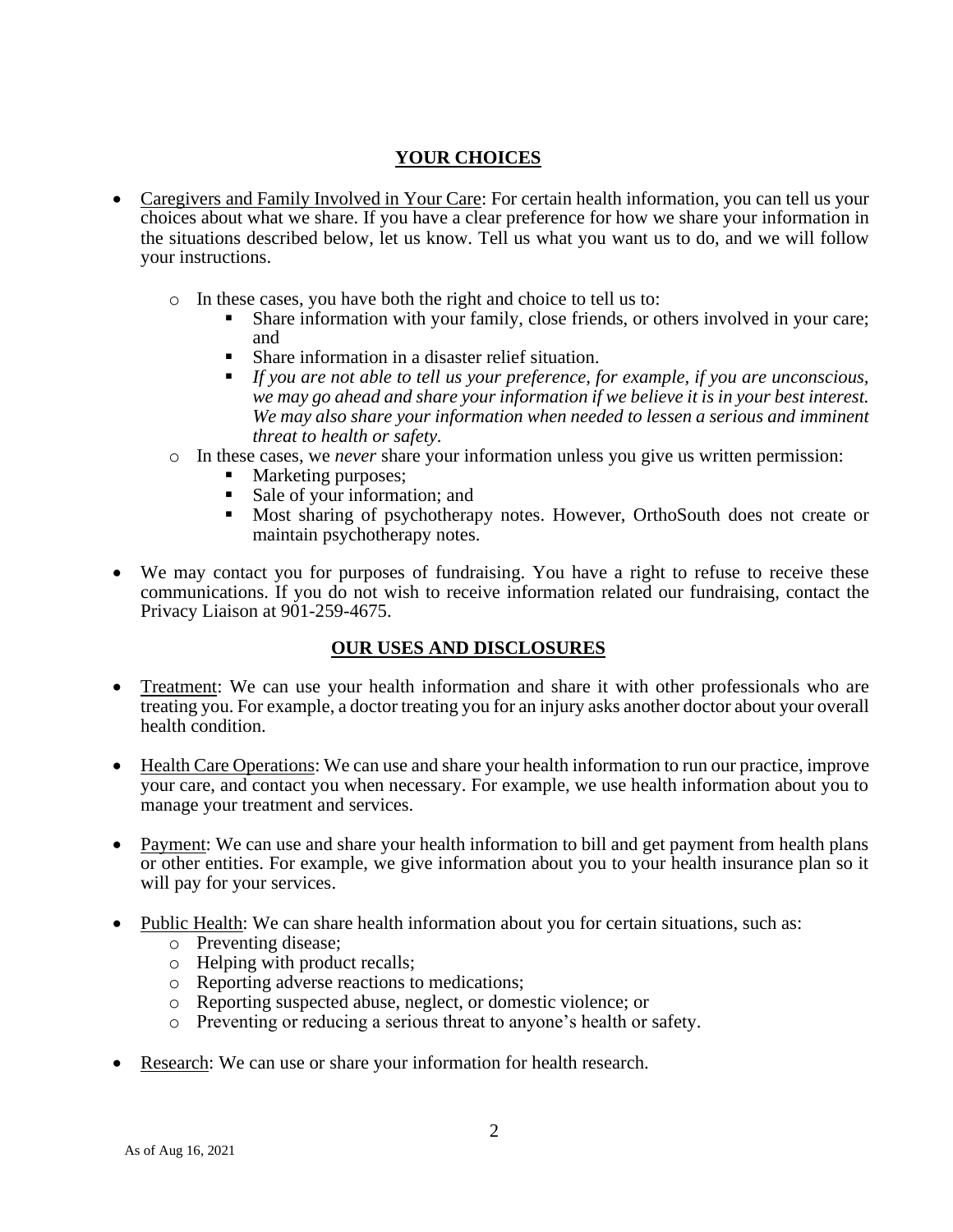## YOUR CHOICES

- Caregivers and Family Involved in Your Care: For certain health information, you can tell us your choices about what we share. If you have a clear preference for how we share your information in the situations described below, let us know. Tell us what you want us to do, and we will follow your instructions.
  - In these cases, you have both the right and choice to tell us to:
    - Share information with your family, close friends, or others involved in your care; and
    - Share information in a disaster relief situation.
    - *If you are not able to tell us your preference, for example, if you are unconscious, we may go ahead and share your information if we believe it is in your best interest. We may also share your information when needed to lessen a serious and imminent threat to health or safety.*
  - In these cases, we *never* share your information unless you give us written permission:
    - Marketing purposes;
    - Sale of your information; and
    - Most sharing of psychotherapy notes. However, OrthoSouth does not create or maintain psychotherapy notes.
- We may contact you for purposes of fundraising. You have a right to refuse to receive these communications. If you do not wish to receive information related our fundraising, contact the Privacy Liaison at 901-259-4675.

## OUR USES AND DISCLOSURES

- Treatment: We can use your health information and share it with other professionals who are treating you. For example, a doctor treating you for an injury asks another doctor about your overall health condition.
- Health Care Operations: We can use and share your health information to run our practice, improve your care, and contact you when necessary. For example, we use health information about you to manage your treatment and services.
- Payment: We can use and share your health information to bill and get payment from health plans or other entities. For example, we give information about you to your health insurance plan so it will pay for your services.
- Public Health: We can share health information about you for certain situations, such as:
  - Preventing disease;
  - Helping with product recalls;
  - Reporting adverse reactions to medications;
  - Reporting suspected abuse, neglect, or domestic violence; or
  - Preventing or reducing a serious threat to anyone's health or safety.
- Research: We can use or share your information for health research.

As of Aug 16, 2021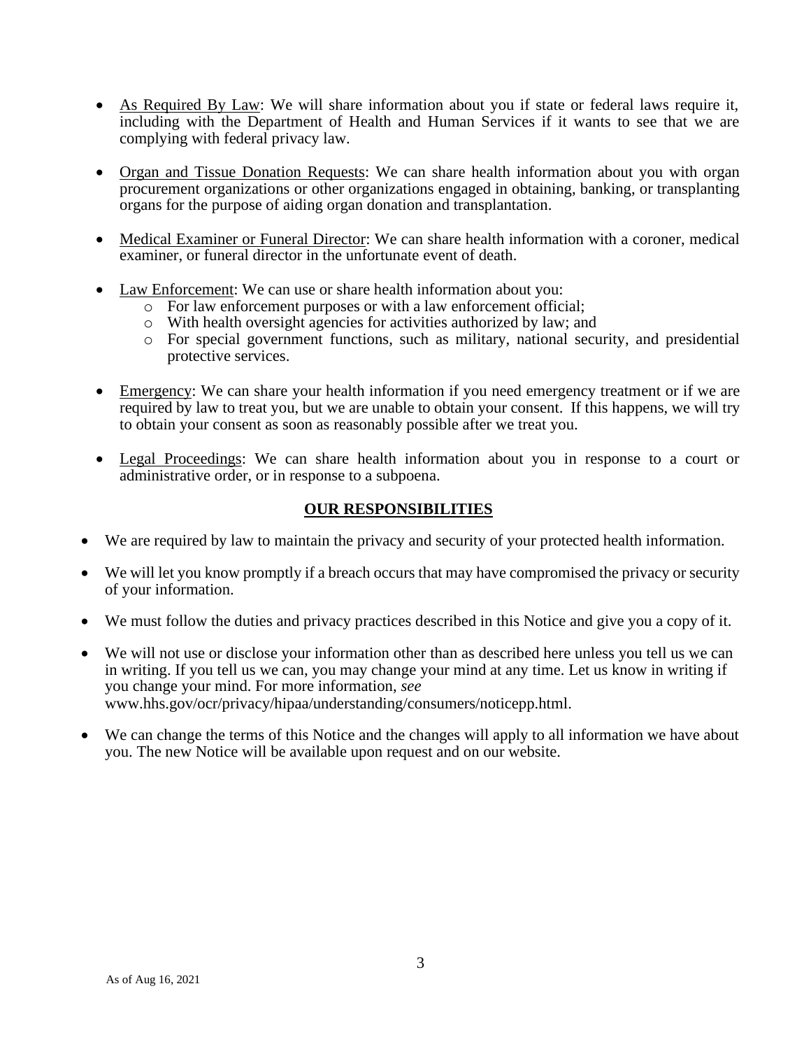- As Required By Law: We will share information about you if state or federal laws require it, including with the Department of Health and Human Services if it wants to see that we are complying with federal privacy law.

- Organ and Tissue Donation Requests: We can share health information about you with organ procurement organizations or other organizations engaged in obtaining, banking, or transplanting organs for the purpose of aiding organ donation and transplantation.

- Medical Examiner or Funeral Director: We can share health information with a coroner, medical examiner, or funeral director in the unfortunate event of death.

- Law Enforcement: We can use or share health information about you:
  - For law enforcement purposes or with a law enforcement official;
  - With health oversight agencies for activities authorized by law; and
  - For special government functions, such as military, national security, and presidential protective services.

- Emergency: We can share your health information if you need emergency treatment or if we are required by law to treat you, but we are unable to obtain your consent. If this happens, we will try to obtain your consent as soon as reasonably possible after we treat you.

- Legal Proceedings: We can share health information about you in response to a court or administrative order, or in response to a subpoena.

## OUR RESPONSIBILITIES

- We are required by law to maintain the privacy and security of your protected health information.

- We will let you know promptly if a breach occurs that may have compromised the privacy or security of your information.

- We must follow the duties and privacy practices described in this Notice and give you a copy of it.

- We will not use or disclose your information other than as described here unless you tell us we can in writing. If you tell us we can, you may change your mind at any time. Let us know in writing if you change your mind. For more information, *see* www.hhs.gov/ocr/privacy/hipaa/understanding/consumers/noticepp.html.

- We can change the terms of this Notice and the changes will apply to all information we have about you. The new Notice will be available upon request and on our website.

As of Aug 16, 2021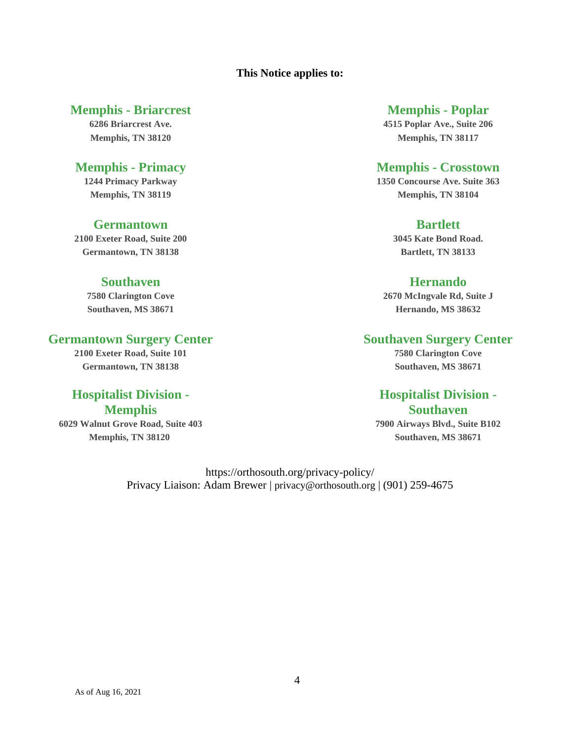**This Notice applies to:**

**Memphis - Briarcrest**
**6286 Briarcrest Ave.**
**Memphis, TN 38120**

**Memphis - Poplar**
**4515 Poplar Ave., Suite 206**
**Memphis, TN 38117**

**Memphis - Primacy**
**1244 Primacy Parkway**
**Memphis, TN 38119**

**Memphis - Crosstown**
**1350 Concourse Ave. Suite 363**
**Memphis, TN 38104**

**Germantown**
**2100 Exeter Road, Suite 200**
**Germantown, TN 38138**

**Bartlett**
**3045 Kate Bond Road.**
**Bartlett, TN 38133**

**Southaven**
**7580 Clarington Cove**
**Southaven, MS 38671**

**Hernando**
**2670 McIngvale Rd, Suite J**
**Hernando, MS 38632**

**Germantown Surgery Center**
**2100 Exeter Road, Suite 101**
**Germantown, TN 38138**

**Southaven Surgery Center**
**7580 Clarington Cove**
**Southaven, MS 38671**

**Hospitalist Division - Memphis**
**6029 Walnut Grove Road, Suite 403**
**Memphis, TN 38120**

**Hospitalist Division - Southaven**
**7900 Airways Blvd., Suite B102**
**Southaven, MS 38671**

https://orthosouth.org/privacy-policy/
Privacy Liaison: Adam Brewer | privacy@orthosouth.org | (901) 259-4675

As of Aug 16, 2021